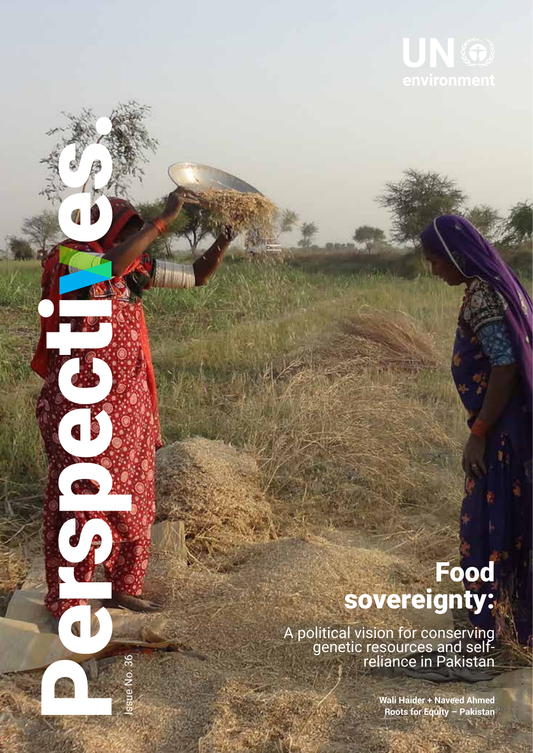UN environment

# Perspectives

Issue No. 36

# Food sovereignty:

A political vision for conserving genetic resources and self-reliance in Pakistan

**Wali Haider + Naveed Ahmed**
**Roots for Equity – Pakistan**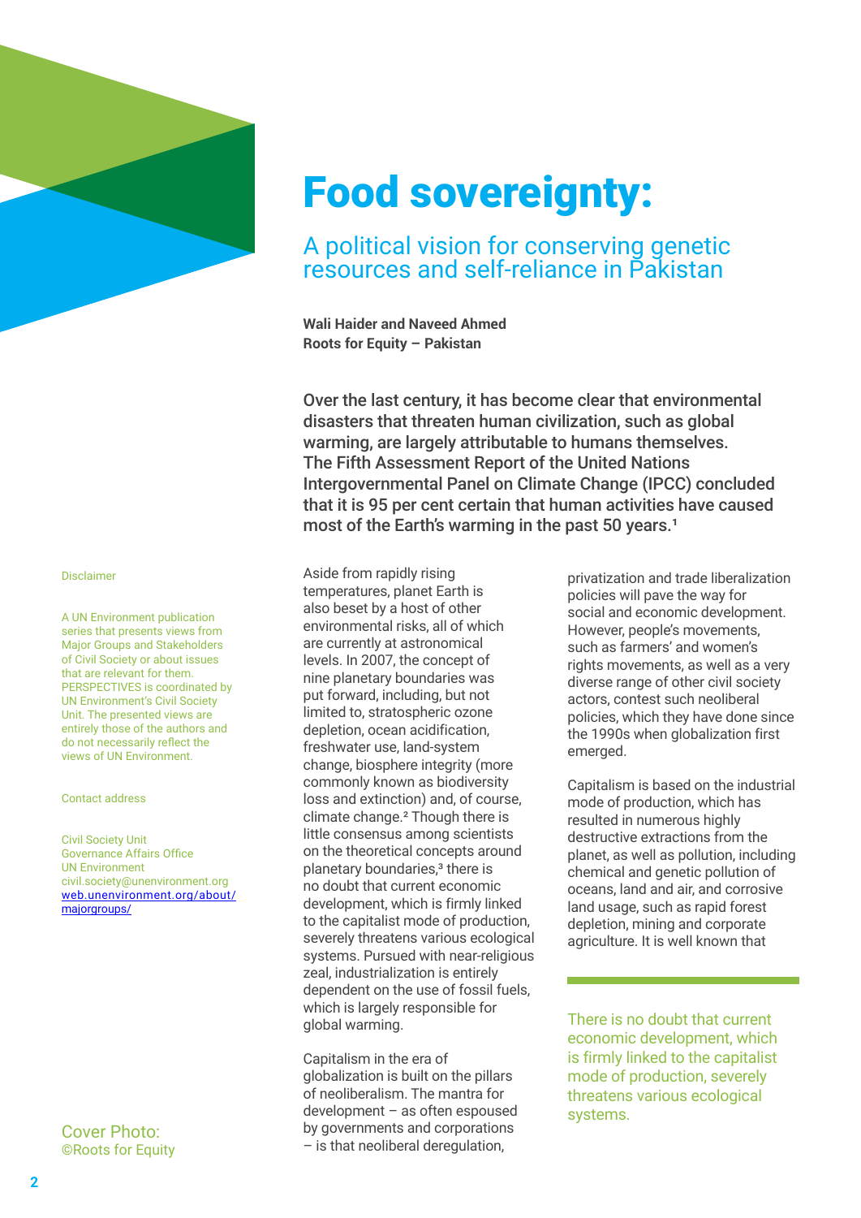# Food sovereignty:

## A political vision for conserving genetic resources and self-reliance in Pakistan

**Wali Haider and Naveed Ahmed**
**Roots for Equity – Pakistan**

**Over the last century, it has become clear that environmental disasters that threaten human civilization, such as global warming, are largely attributable to humans themselves. The Fifth Assessment Report of the United Nations Intergovernmental Panel on Climate Change (IPCC) concluded that it is 95 per cent certain that human activities have caused most of the Earth's warming in the past 50 years.[1]**

Aside from rapidly rising temperatures, planet Earth is also beset by a host of other environmental risks, all of which are currently at astronomical levels. In 2007, the concept of nine planetary boundaries was put forward, including, but not limited to, stratospheric ozone depletion, ocean acidification, freshwater use, land-system change, biosphere integrity (more commonly known as biodiversity loss and extinction) and, of course, climate change.[2] Though there is little consensus among scientists on the theoretical concepts around planetary boundaries,[3] there is no doubt that current economic development, which is firmly linked to the capitalist mode of production, severely threatens various ecological systems. Pursued with near-religious zeal, industrialization is entirely dependent on the use of fossil fuels, which is largely responsible for global warming.

Capitalism in the era of globalization is built on the pillars of neoliberalism. The mantra for development – as often espoused by governments and corporations – is that neoliberal deregulation, privatization and trade liberalization policies will pave the way for social and economic development. However, people's movements, such as farmers' and women's rights movements, as well as a very diverse range of other civil society actors, contest such neoliberal policies, which they have done since the 1990s when globalization first emerged.

Capitalism is based on the industrial mode of production, which has resulted in numerous highly destructive extractions from the planet, as well as pollution, including chemical and genetic pollution of oceans, land and air, and corrosive land usage, such as rapid forest depletion, mining and corporate agriculture. It is well known that

> There is no doubt that current economic development, which is firmly linked to the capitalist mode of production, severely threatens various ecological systems.

Disclaimer

A UN Environment publication series that presents views from Major Groups and Stakeholders of Civil Society or about issues that are relevant for them. PERSPECTIVES is coordinated by UN Environment's Civil Society Unit. The presented views are entirely those of the authors and do not necessarily reflect the views of UN Environment.

Contact address

Civil Society Unit
Governance Affairs Office
UN Environment
civil.society@unenvironment.org
[web.unenvironment.org/about/majorgroups/](web.unenvironment.org/about/majorgroups/)

Cover Photo:
©Roots for Equity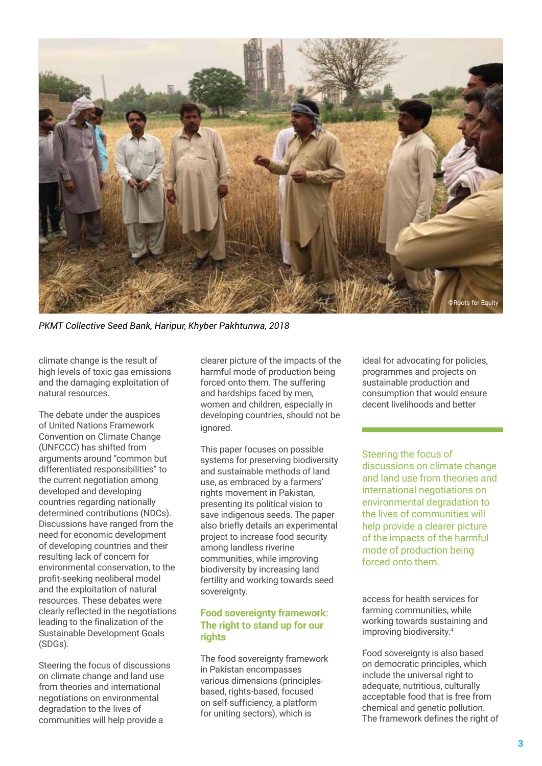*PKMT Collective Seed Bank, Haripur, Khyber Pakhtunwa, 2018*

climate change is the result of high levels of toxic gas emissions and the damaging exploitation of natural resources.

The debate under the auspices of United Nations Framework Convention on Climate Change (UNFCCC) has shifted from arguments around "common but differentiated responsibilities" to the current negotiation among developed and developing countries regarding nationally determined contributions (NDCs). Discussions have ranged from the need for economic development of developing countries and their resulting lack of concern for environmental conservation, to the profit-seeking neoliberal model and the exploitation of natural resources. These debates were clearly reflected in the negotiations leading to the finalization of the Sustainable Development Goals (SDGs).

Steering the focus of discussions on climate change and land use from theories and international negotiations on environmental degradation to the lives of communities will help provide a clearer picture of the impacts of the harmful mode of production being forced onto them. The suffering and hardships faced by men, women and children, especially in developing countries, should not be ignored.

This paper focuses on possible systems for preserving biodiversity and sustainable methods of land use, as embraced by a farmers' rights movement in Pakistan, presenting its political vision to save indigenous seeds. The paper also briefly details an experimental project to increase food security among landless riverine communities, while improving biodiversity by increasing land fertility and working towards seed sovereignty.

## Food sovereignty framework: The right to stand up for our rights

The food sovereignty framework in Pakistan encompasses various dimensions (principles-based, rights-based, focused on self-sufficiency, a platform for uniting sectors), which is ideal for advocating for policies, programmes and projects on sustainable production and consumption that would ensure decent livelihoods and better access for health services for farming communities, while working towards sustaining and improving biodiversity.[4]

> Steering the focus of discussions on climate change and land use from theories and international negotiations on environmental degradation to the lives of communities will help provide a clearer picture of the impacts of the harmful mode of production being forced onto them.

Food sovereignty is also based on democratic principles, which include the universal right to adequate, nutritious, culturally acceptable food that is free from chemical and genetic pollution. The framework defines the right of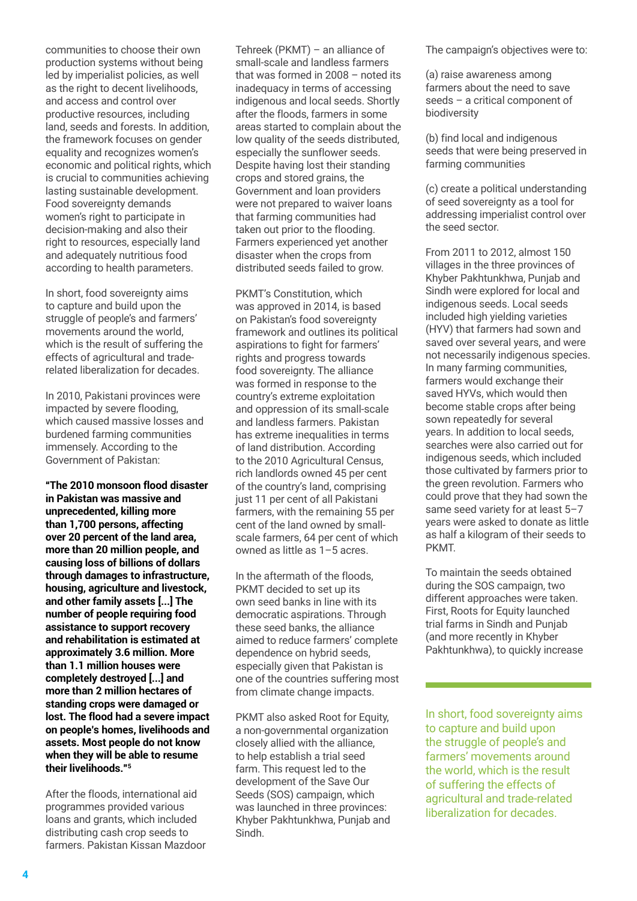communities to choose their own production systems without being led by imperialist policies, as well as the right to decent livelihoods, and access and control over productive resources, including land, seeds and forests. In addition, the framework focuses on gender equality and recognizes women's economic and political rights, which is crucial to communities achieving lasting sustainable development. Food sovereignty demands women's right to participate in decision-making and also their right to resources, especially land and adequately nutritious food according to health parameters.

In short, food sovereignty aims to capture and build upon the struggle of people's and farmers' movements around the world, which is the result of suffering the effects of agricultural and trade-related liberalization for decades.

In 2010, Pakistani provinces were impacted by severe flooding, which caused massive losses and burdened farming communities immensely. According to the Government of Pakistan:

**"The 2010 monsoon flood disaster in Pakistan was massive and unprecedented, killing more than 1,700 persons, affecting over 20 percent of the land area, more than 20 million people, and causing loss of billions of dollars through damages to infrastructure, housing, agriculture and livestock, and other family assets [...] The number of people requiring food assistance to support recovery and rehabilitation is estimated at approximately 3.6 million. More than 1.1 million houses were completely destroyed [...] and more than 2 million hectares of standing crops were damaged or lost. The flood had a severe impact on people's homes, livelihoods and assets. Most people do not know when they will be able to resume their livelihoods."[5]**

After the floods, international aid programmes provided various loans and grants, which included distributing cash crop seeds to farmers. Pakistan Kissan Mazdoor Tehreek (PKMT) – an alliance of small-scale and landless farmers that was formed in 2008 – noted its inadequacy in terms of accessing indigenous and local seeds. Shortly after the floods, farmers in some areas started to complain about the low quality of the seeds distributed, especially the sunflower seeds. Despite having lost their standing crops and stored grains, the Government and loan providers were not prepared to waiver loans that farming communities had taken out prior to the flooding. Farmers experienced yet another disaster when the crops from distributed seeds failed to grow.

PKMT's Constitution, which was approved in 2014, is based on Pakistan's food sovereignty framework and outlines its political aspirations to fight for farmers' rights and progress towards food sovereignty. The alliance was formed in response to the country's extreme exploitation and oppression of its small-scale and landless farmers. Pakistan has extreme inequalities in terms of land distribution. According to the 2010 Agricultural Census, rich landlords owned 45 per cent of the country's land, comprising just 11 per cent of all Pakistani farmers, with the remaining 55 per cent of the land owned by small-scale farmers, 64 per cent of which owned as little as 1–5 acres.

In the aftermath of the floods, PKMT decided to set up its own seed banks in line with its democratic aspirations. Through these seed banks, the alliance aimed to reduce farmers' complete dependence on hybrid seeds, especially given that Pakistan is one of the countries suffering most from climate change impacts.

PKMT also asked Root for Equity, a non-governmental organization closely allied with the alliance, to help establish a trial seed farm. This request led to the development of the Save Our Seeds (SOS) campaign, which was launched in three provinces: Khyber Pakhtunkhwa, Punjab and Sindh.

The campaign's objectives were to:

(a) raise awareness among farmers about the need to save seeds – a critical component of biodiversity

(b) find local and indigenous seeds that were being preserved in farming communities

(c) create a political understanding of seed sovereignty as a tool for addressing imperialist control over the seed sector.

From 2011 to 2012, almost 150 villages in the three provinces of Khyber Pakhtunkhwa, Punjab and Sindh were explored for local and indigenous seeds. Local seeds included high yielding varieties (HYV) that farmers had sown and saved over several years, and were not necessarily indigenous species. In many farming communities, farmers would exchange their saved HYVs, which would then become stable crops after being sown repeatedly for several years. In addition to local seeds, searches were also carried out for indigenous seeds, which included those cultivated by farmers prior to the green revolution. Farmers who could prove that they had sown the same seed variety for at least 5–7 years were asked to donate as little as half a kilogram of their seeds to PKMT.

To maintain the seeds obtained during the SOS campaign, two different approaches were taken. First, Roots for Equity launched trial farms in Sindh and Punjab (and more recently in Khyber Pakhtunkhwa), to quickly increase

> In short, food sovereignty aims to capture and build upon the struggle of people's and farmers' movements around the world, which is the result of suffering the effects of agricultural and trade-related liberalization for decades.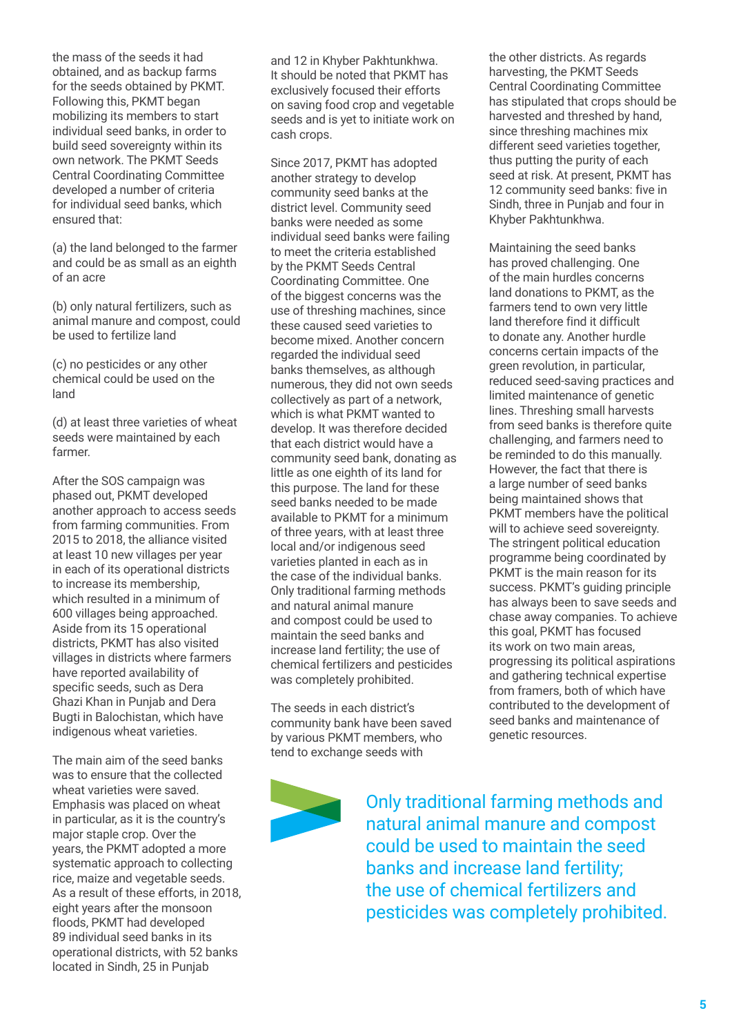the mass of the seeds it had obtained, and as backup farms for the seeds obtained by PKMT. Following this, PKMT began mobilizing its members to start individual seed banks, in order to build seed sovereignty within its own network. The PKMT Seeds Central Coordinating Committee developed a number of criteria for individual seed banks, which ensured that:

(a) the land belonged to the farmer and could be as small as an eighth of an acre

(b) only natural fertilizers, such as animal manure and compost, could be used to fertilize land

(c) no pesticides or any other chemical could be used on the land

(d) at least three varieties of wheat seeds were maintained by each farmer.

After the SOS campaign was phased out, PKMT developed another approach to access seeds from farming communities. From 2015 to 2018, the alliance visited at least 10 new villages per year in each of its operational districts to increase its membership, which resulted in a minimum of 600 villages being approached. Aside from its 15 operational districts, PKMT has also visited villages in districts where farmers have reported availability of specific seeds, such as Dera Ghazi Khan in Punjab and Dera Bugti in Balochistan, which have indigenous wheat varieties.

The main aim of the seed banks was to ensure that the collected wheat varieties were saved. Emphasis was placed on wheat in particular, as it is the country's major staple crop. Over the years, the PKMT adopted a more systematic approach to collecting rice, maize and vegetable seeds. As a result of these efforts, in 2018, eight years after the monsoon floods, PKMT had developed 89 individual seed banks in its operational districts, with 52 banks located in Sindh, 25 in Punjab and 12 in Khyber Pakhtunkhwa. It should be noted that PKMT has exclusively focused their efforts on saving food crop and vegetable seeds and is yet to initiate work on cash crops.

Since 2017, PKMT has adopted another strategy to develop community seed banks at the district level. Community seed banks were needed as some individual seed banks were failing to meet the criteria established by the PKMT Seeds Central Coordinating Committee. One of the biggest concerns was the use of threshing machines, since these caused seed varieties to become mixed. Another concern regarded the individual seed banks themselves, as although numerous, they did not own seeds collectively as part of a network, which is what PKMT wanted to develop. It was therefore decided that each district would have a community seed bank, donating as little as one eighth of its land for this purpose. The land for these seed banks needed to be made available to PKMT for a minimum of three years, with at least three local and/or indigenous seed varieties planted in each as in the case of the individual banks. Only traditional farming methods and natural animal manure and compost could be used to maintain the seed banks and increase land fertility; the use of chemical fertilizers and pesticides was completely prohibited.

The seeds in each district's community bank have been saved by various PKMT members, who tend to exchange seeds with the other districts. As regards harvesting, the PKMT Seeds Central Coordinating Committee has stipulated that crops should be harvested and threshed by hand, since threshing machines mix different seed varieties together, thus putting the purity of each seed at risk. At present, PKMT has 12 community seed banks: five in Sindh, three in Punjab and four in Khyber Pakhtunkhwa.

Maintaining the seed banks has proved challenging. One of the main hurdles concerns land donations to PKMT, as the farmers tend to own very little land therefore find it difficult to donate any. Another hurdle concerns certain impacts of the green revolution, in particular, reduced seed-saving practices and limited maintenance of genetic lines. Threshing small harvests from seed banks is therefore quite challenging, and farmers need to be reminded to do this manually. However, the fact that there is a large number of seed banks being maintained shows that PKMT members have the political will to achieve seed sovereignty. The stringent political education programme being coordinated by PKMT is the main reason for its success. PKMT's guiding principle has always been to save seeds and chase away companies. To achieve this goal, PKMT has focused its work on two main areas, progressing its political aspirations and gathering technical expertise from framers, both of which have contributed to the development of seed banks and maintenance of genetic resources.

> Only traditional farming methods and natural animal manure and compost could be used to maintain the seed banks and increase land fertility; the use of chemical fertilizers and pesticides was completely prohibited.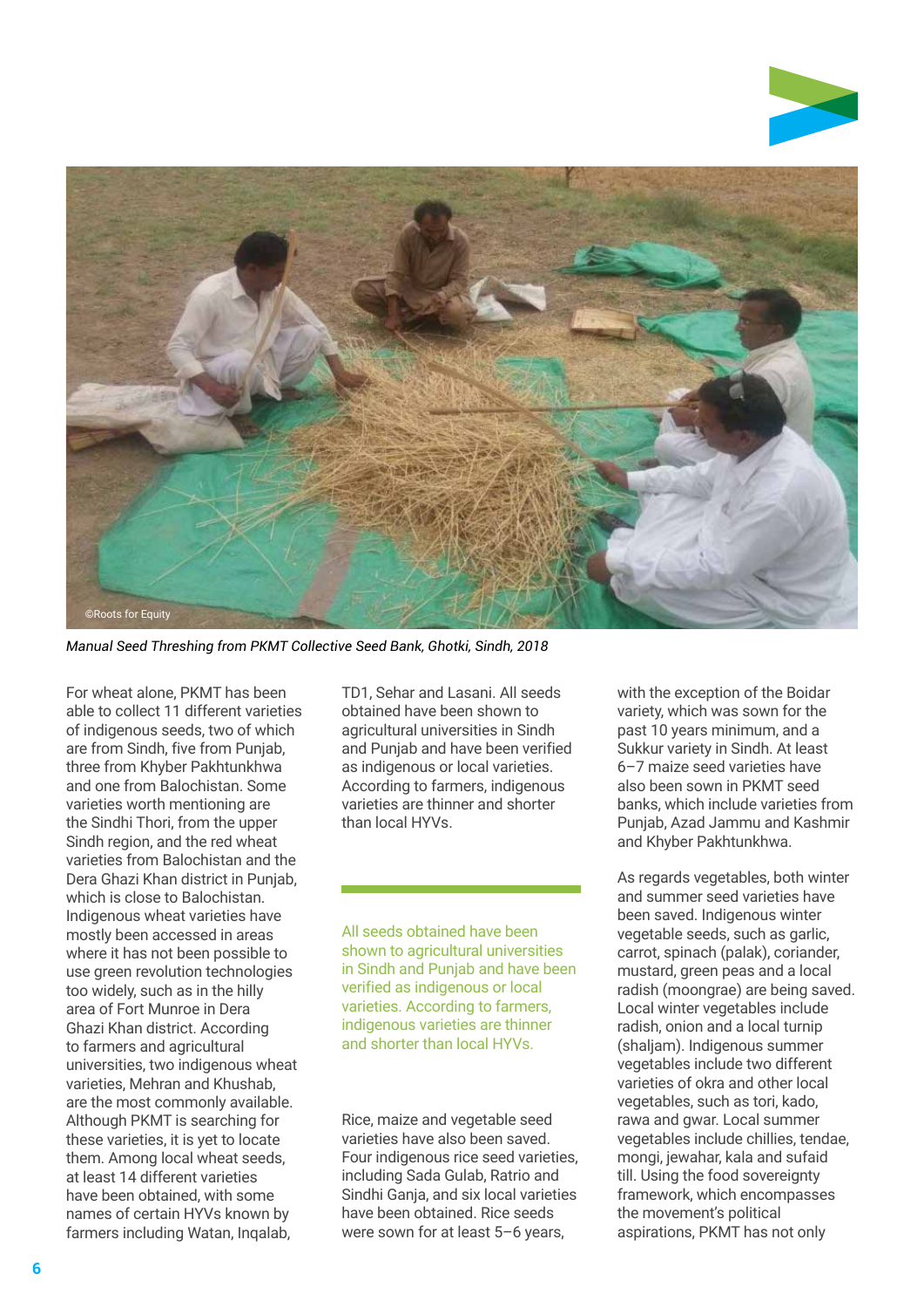*Manual Seed Threshing from PKMT Collective Seed Bank, Ghotki, Sindh, 2018*

For wheat alone, PKMT has been able to collect 11 different varieties of indigenous seeds, two of which are from Sindh, five from Punjab, three from Khyber Pakhtunkhwa and one from Balochistan. Some varieties worth mentioning are the Sindhi Thori, from the upper Sindh region, and the red wheat varieties from Balochistan and the Dera Ghazi Khan district in Punjab, which is close to Balochistan. Indigenous wheat varieties have mostly been accessed in areas where it has not been possible to use green revolution technologies too widely, such as in the hilly area of Fort Munroe in Dera Ghazi Khan district. According to farmers and agricultural universities, two indigenous wheat varieties, Mehran and Khushab, are the most commonly available. Although PKMT is searching for these varieties, it is yet to locate them. Among local wheat seeds, at least 14 different varieties have been obtained, with some names of certain HYVs known by farmers including Watan, Inqalab, TD1, Sehar and Lasani. All seeds obtained have been shown to agricultural universities in Sindh and Punjab and have been verified as indigenous or local varieties. According to farmers, indigenous varieties are thinner and shorter than local HYVs.

> All seeds obtained have been shown to agricultural universities in Sindh and Punjab and have been verified as indigenous or local varieties. According to farmers, indigenous varieties are thinner and shorter than local HYVs.

Rice, maize and vegetable seed varieties have also been saved. Four indigenous rice seed varieties, including Sada Gulab, Ratrio and Sindhi Ganja, and six local varieties have been obtained. Rice seeds were sown for at least 5–6 years, with the exception of the Boidar variety, which was sown for the past 10 years minimum, and a Sukkur variety in Sindh. At least 6–7 maize seed varieties have also been sown in PKMT seed banks, which include varieties from Punjab, Azad Jammu and Kashmir and Khyber Pakhtunkhwa.

As regards vegetables, both winter and summer seed varieties have been saved. Indigenous winter vegetable seeds, such as garlic, carrot, spinach (palak), coriander, mustard, green peas and a local radish (moongrae) are being saved. Local winter vegetables include radish, onion and a local turnip (shaljam). Indigenous summer vegetables include two different varieties of okra and other local vegetables, such as tori, kado, rawa and gwar. Local summer vegetables include chillies, tendae, mongi, jewahar, kala and sufaid till. Using the food sovereignty framework, which encompasses the movement's political aspirations, PKMT has not only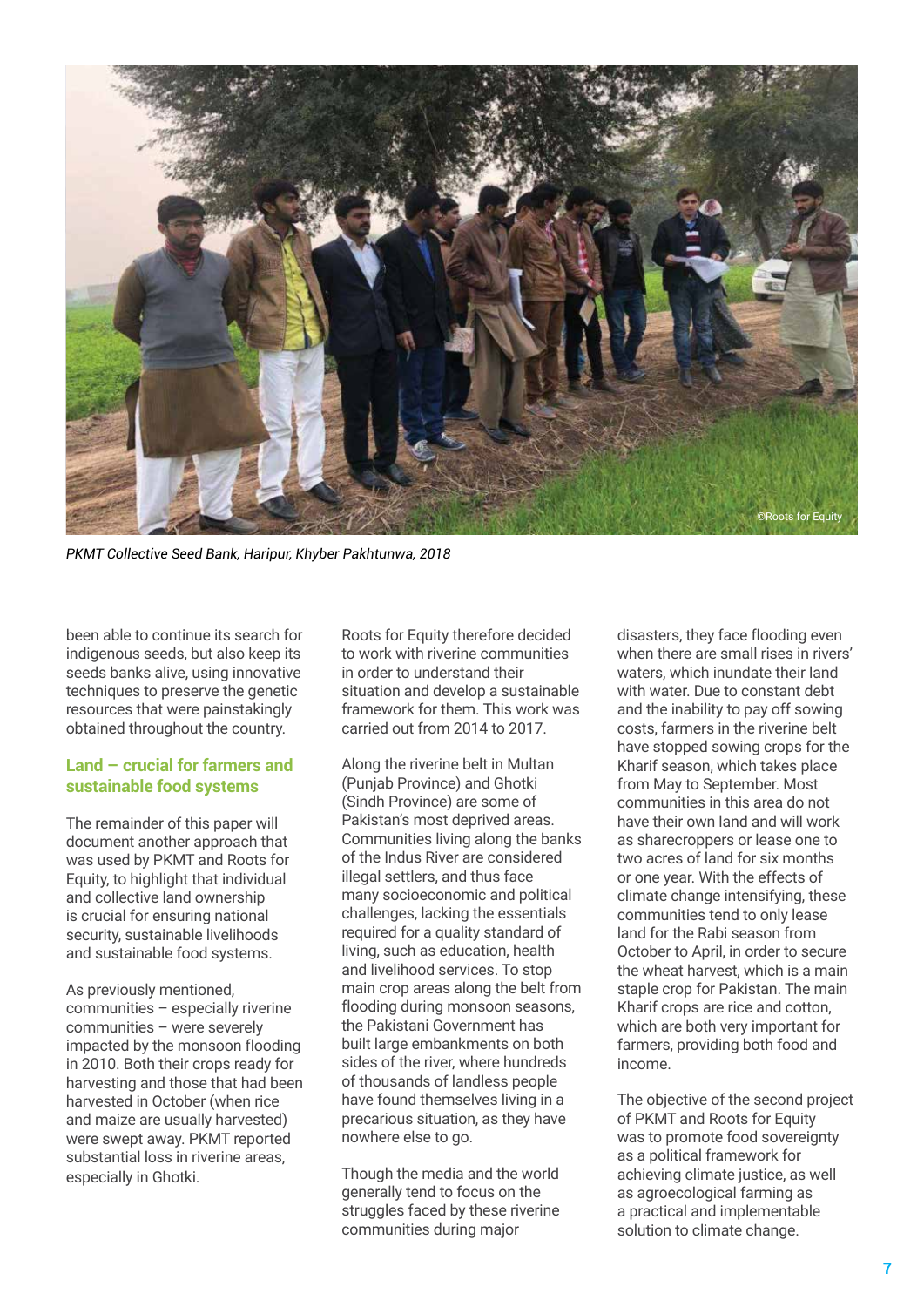*PKMT Collective Seed Bank, Haripur, Khyber Pakhtunwa, 2018*

been able to continue its search for indigenous seeds, but also keep its seeds banks alive, using innovative techniques to preserve the genetic resources that were painstakingly obtained throughout the country.

## Land – crucial for farmers and sustainable food systems

The remainder of this paper will document another approach that was used by PKMT and Roots for Equity, to highlight that individual and collective land ownership is crucial for ensuring national security, sustainable livelihoods and sustainable food systems.

As previously mentioned, communities – especially riverine communities – were severely impacted by the monsoon flooding in 2010. Both their crops ready for harvesting and those that had been harvested in October (when rice and maize are usually harvested) were swept away. PKMT reported substantial loss in riverine areas, especially in Ghotki.

Roots for Equity therefore decided to work with riverine communities in order to understand their situation and develop a sustainable framework for them. This work was carried out from 2014 to 2017.

Along the riverine belt in Multan (Punjab Province) and Ghotki (Sindh Province) are some of Pakistan's most deprived areas. Communities living along the banks of the Indus River are considered illegal settlers, and thus face many socioeconomic and political challenges, lacking the essentials required for a quality standard of living, such as education, health and livelihood services. To stop main crop areas along the belt from flooding during monsoon seasons, the Pakistani Government has built large embankments on both sides of the river, where hundreds of thousands of landless people have found themselves living in a precarious situation, as they have nowhere else to go.

Though the media and the world generally tend to focus on the struggles faced by these riverine communities during major disasters, they face flooding even when there are small rises in rivers' waters, which inundate their land with water. Due to constant debt and the inability to pay off sowing costs, farmers in the riverine belt have stopped sowing crops for the Kharif season, which takes place from May to September. Most communities in this area do not have their own land and will work as sharecroppers or lease one to two acres of land for six months or one year. With the effects of climate change intensifying, these communities tend to only lease land for the Rabi season from October to April, in order to secure the wheat harvest, which is a main staple crop for Pakistan. The main Kharif crops are rice and cotton, which are both very important for farmers, providing both food and income.

The objective of the second project of PKMT and Roots for Equity was to promote food sovereignty as a political framework for achieving climate justice, as well as agroecological farming as a practical and implementable solution to climate change.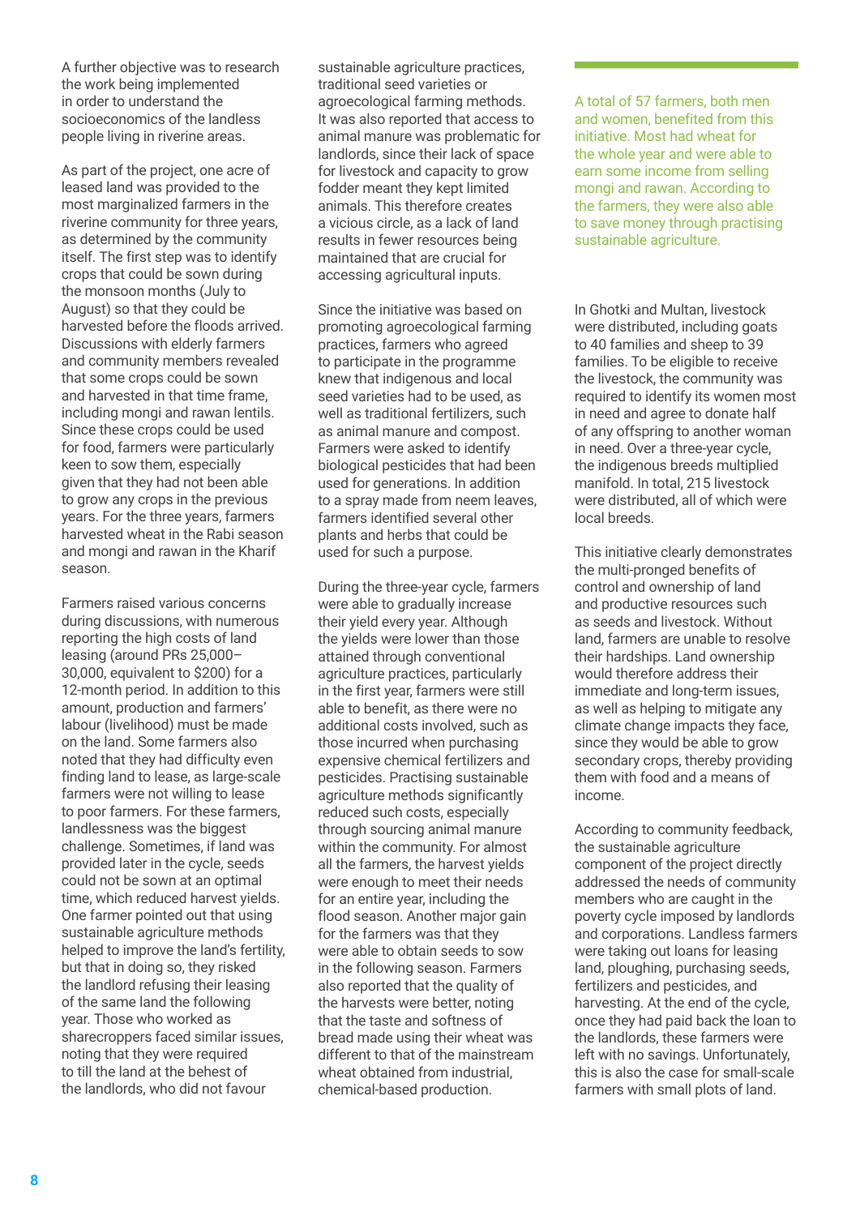A further objective was to research the work being implemented in order to understand the socioeconomics of the landless people living in riverine areas.

As part of the project, one acre of leased land was provided to the most marginalized farmers in the riverine community for three years, as determined by the community itself. The first step was to identify crops that could be sown during the monsoon months (July to August) so that they could be harvested before the floods arrived. Discussions with elderly farmers and community members revealed that some crops could be sown and harvested in that time frame, including mongi and rawan lentils. Since these crops could be used for food, farmers were particularly keen to sow them, especially given that they had not been able to grow any crops in the previous years. For the three years, farmers harvested wheat in the Rabi season and mongi and rawan in the Kharif season.

Farmers raised various concerns during discussions, with numerous reporting the high costs of land leasing (around PRs 25,000–30,000, equivalent to $200) for a 12-month period. In addition to this amount, production and farmers' labour (livelihood) must be made on the land. Some farmers also noted that they had difficulty even finding land to lease, as large-scale farmers were not willing to lease to poor farmers. For these farmers, landlessness was the biggest challenge. Sometimes, if land was provided later in the cycle, seeds could not be sown at an optimal time, which reduced harvest yields. One farmer pointed out that using sustainable agriculture methods helped to improve the land's fertility, but that in doing so, they risked the landlord refusing their leasing of the same land the following year. Those who worked as sharecroppers faced similar issues, noting that they were required to till the land at the behest of the landlords, who did not favour sustainable agriculture practices, traditional seed varieties or agroecological farming methods. It was also reported that access to animal manure was problematic for landlords, since their lack of space for livestock and capacity to grow fodder meant they kept limited animals. This therefore creates a vicious circle, as a lack of land results in fewer resources being maintained that are crucial for accessing agricultural inputs.

Since the initiative was based on promoting agroecological farming practices, farmers who agreed to participate in the programme knew that indigenous and local seed varieties had to be used, as well as traditional fertilizers, such as animal manure and compost. Farmers were asked to identify biological pesticides that had been used for generations. In addition to a spray made from neem leaves, farmers identified several other plants and herbs that could be used for such a purpose.

During the three-year cycle, farmers were able to gradually increase their yield every year. Although the yields were lower than those attained through conventional agriculture practices, particularly in the first year, farmers were still able to benefit, as there were no additional costs involved, such as those incurred when purchasing expensive chemical fertilizers and pesticides. Practising sustainable agriculture methods significantly reduced such costs, especially through sourcing animal manure within the community. For almost all the farmers, the harvest yields were enough to meet their needs for an entire year, including the flood season. Another major gain for the farmers was that they were able to obtain seeds to sow in the following season. Farmers also reported that the quality of the harvests were better, noting that the taste and softness of bread made using their wheat was different to that of the mainstream wheat obtained from industrial, chemical-based production.

A total of 57 farmers, both men and women, benefited from this initiative. Most had wheat for the whole year and were able to earn some income from selling mongi and rawan. According to the farmers, they were also able to save money through practising sustainable agriculture.

In Ghotki and Multan, livestock were distributed, including goats to 40 families and sheep to 39 families. To be eligible to receive the livestock, the community was required to identify its women most in need and agree to donate half of any offspring to another woman in need. Over a three-year cycle, the indigenous breeds multiplied manifold. In total, 215 livestock were distributed, all of which were local breeds.

This initiative clearly demonstrates the multi-pronged benefits of control and ownership of land and productive resources such as seeds and livestock. Without land, farmers are unable to resolve their hardships. Land ownership would therefore address their immediate and long-term issues, as well as helping to mitigate any climate change impacts they face, since they would be able to grow secondary crops, thereby providing them with food and a means of income.

According to community feedback, the sustainable agriculture component of the project directly addressed the needs of community members who are caught in the poverty cycle imposed by landlords and corporations. Landless farmers were taking out loans for leasing land, ploughing, purchasing seeds, fertilizers and pesticides, and harvesting. At the end of the cycle, once they had paid back the loan to the landlords, these farmers were left with no savings. Unfortunately, this is also the case for small-scale farmers with small plots of land.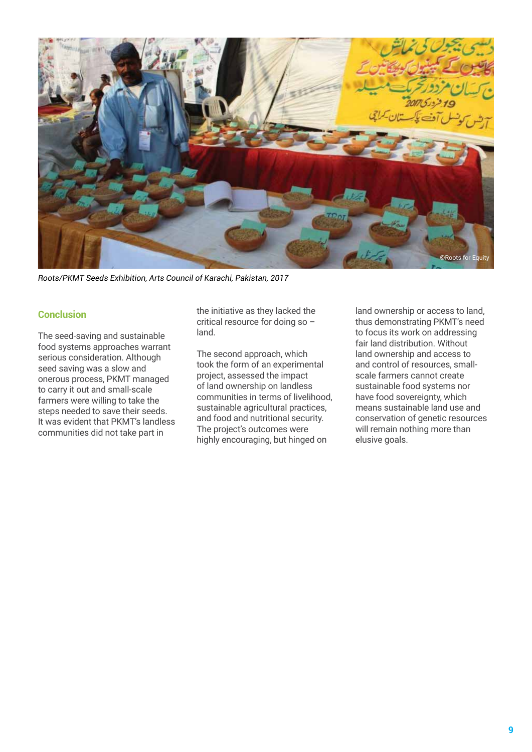*Roots/PKMT Seeds Exhibition, Arts Council of Karachi, Pakistan, 2017*

## Conclusion

The seed-saving and sustainable food systems approaches warrant serious consideration. Although seed saving was a slow and onerous process, PKMT managed to carry it out and small-scale farmers were willing to take the steps needed to save their seeds. It was evident that PKMT's landless communities did not take part in the initiative as they lacked the critical resource for doing so – land.

The second approach, which took the form of an experimental project, assessed the impact of land ownership on landless communities in terms of livelihood, sustainable agricultural practices, and food and nutritional security. The project's outcomes were highly encouraging, but hinged on land ownership or access to land, thus demonstrating PKMT's need to focus its work on addressing fair land distribution. Without land ownership and access to and control of resources, small-scale farmers cannot create sustainable food systems nor have food sovereignty, which means sustainable land use and conservation of genetic resources will remain nothing more than elusive goals.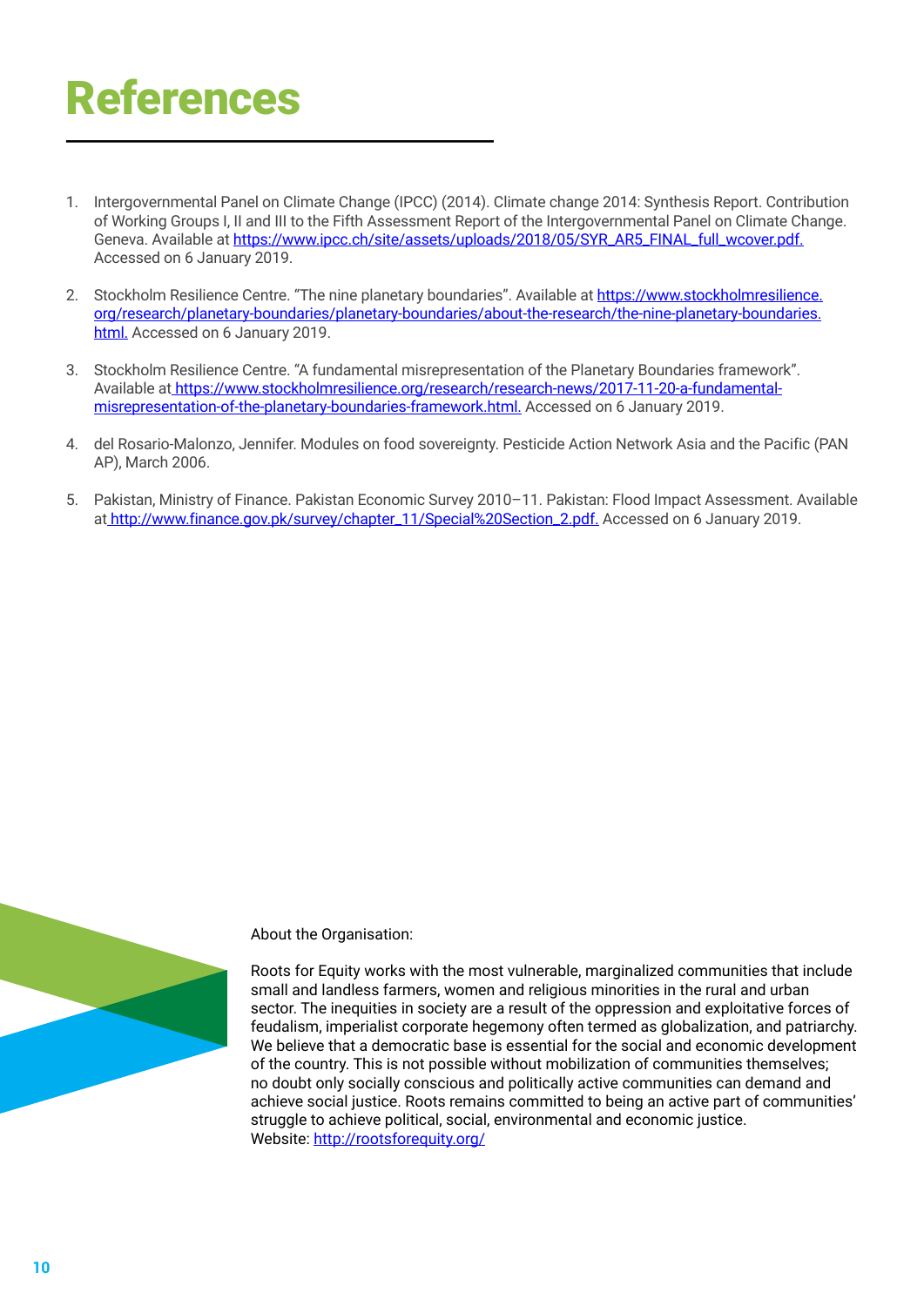# References

1. Intergovernmental Panel on Climate Change (IPCC) (2014). Climate change 2014: Synthesis Report. Contribution of Working Groups I, II and III to the Fifth Assessment Report of the Intergovernmental Panel on Climate Change. Geneva. Available at https://www.ipcc.ch/site/assets/uploads/2018/05/SYR_AR5_FINAL_full_wcover.pdf. Accessed on 6 January 2019.

2. Stockholm Resilience Centre. "The nine planetary boundaries". Available at https://www.stockholmresilience.org/research/planetary-boundaries/planetary-boundaries/about-the-research/the-nine-planetary-boundaries.html. Accessed on 6 January 2019.

3. Stockholm Resilience Centre. "A fundamental misrepresentation of the Planetary Boundaries framework". Available at https://www.stockholmresilience.org/research/research-news/2017-11-20-a-fundamental-misrepresentation-of-the-planetary-boundaries-framework.html. Accessed on 6 January 2019.

4. del Rosario-Malonzo, Jennifer. Modules on food sovereignty. Pesticide Action Network Asia and the Pacific (PAN AP), March 2006.

5. Pakistan, Ministry of Finance. Pakistan Economic Survey 2010–11. Pakistan: Flood Impact Assessment. Available at http://www.finance.gov.pk/survey/chapter_11/Special%20Section_2.pdf. Accessed on 6 January 2019.

About the Organisation:

Roots for Equity works with the most vulnerable, marginalized communities that include small and landless farmers, women and religious minorities in the rural and urban sector. The inequities in society are a result of the oppression and exploitative forces of feudalism, imperialist corporate hegemony often termed as globalization, and patriarchy. We believe that a democratic base is essential for the social and economic development of the country. This is not possible without mobilization of communities themselves; no doubt only socially conscious and politically active communities can demand and achieve social justice. Roots remains committed to being an active part of communities' struggle to achieve political, social, environmental and economic justice.
Website: http://rootsforequity.org/